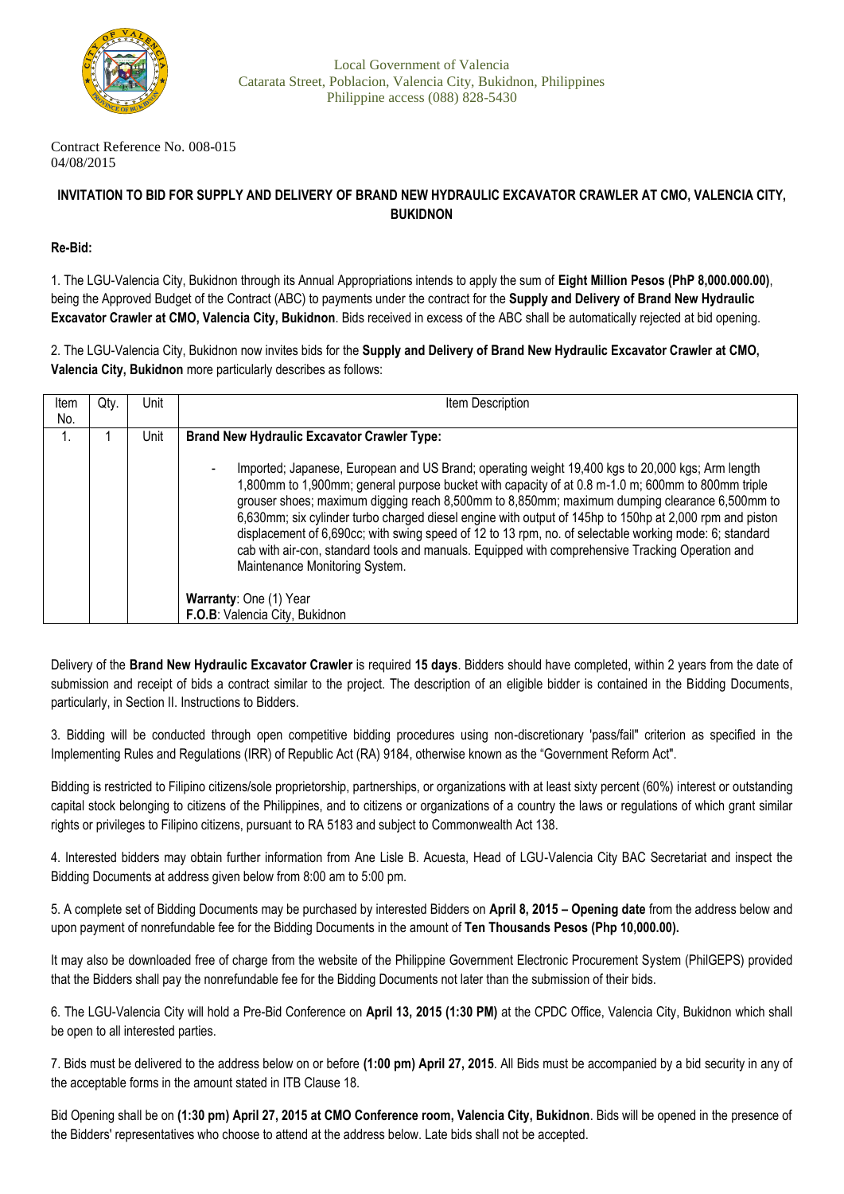Local Government of Valencia
Catarata Street, Poblacion, Valencia City, Bukidnon, Philippines
Philippine access (088) 828-5430

Contract Reference No. 008-015
04/08/2015

## INVITATION TO BID FOR SUPPLY AND DELIVERY OF BRAND NEW HYDRAULIC EXCAVATOR CRAWLER AT CMO, VALENCIA CITY, BUKIDNON

**Re-Bid:**

1. The LGU-Valencia City, Bukidnon through its Annual Appropriations intends to apply the sum of **Eight Million Pesos (PhP 8,000.000.00)**, being the Approved Budget of the Contract (ABC) to payments under the contract for the **Supply and Delivery of Brand New Hydraulic Excavator Crawler at CMO, Valencia City, Bukidnon**. Bids received in excess of the ABC shall be automatically rejected at bid opening.

2. The LGU-Valencia City, Bukidnon now invites bids for the **Supply and Delivery of Brand New Hydraulic Excavator Crawler at CMO, Valencia City, Bukidnon** more particularly describes as follows:

| Item No. | Qty. | Unit | Item Description |
|---|---|---|---|
| 1. | 1 | Unit | **Brand New Hydraulic Excavator Crawler Type:**<br><br>- Imported; Japanese, European and US Brand; operating weight 19,400 kgs to 20,000 kgs; Arm length 1,800mm to 1,900mm; general purpose bucket with capacity of at 0.8 m-1.0 m; 600mm to 800mm triple grouser shoes; maximum digging reach 8,500mm to 8,850mm; maximum dumping clearance 6,500mm to 6,630mm; six cylinder turbo charged diesel engine with output of 145hp to 150hp at 2,000 rpm and piston displacement of 6,690cc; with swing speed of 12 to 13 rpm, no. of selectable working mode: 6; standard cab with air-con, standard tools and manuals. Equipped with comprehensive Tracking Operation and Maintenance Monitoring System.<br><br>**Warranty**: One (1) Year<br>**F.O.B**: Valencia City, Bukidnon |

Delivery of the **Brand New Hydraulic Excavator Crawler** is required **15 days**. Bidders should have completed, within 2 years from the date of submission and receipt of bids a contract similar to the project. The description of an eligible bidder is contained in the Bidding Documents, particularly, in Section II. Instructions to Bidders.

3. Bidding will be conducted through open competitive bidding procedures using non-discretionary 'pass/fail" criterion as specified in the Implementing Rules and Regulations (IRR) of Republic Act (RA) 9184, otherwise known as the "Government Reform Act".

Bidding is restricted to Filipino citizens/sole proprietorship, partnerships, or organizations with at least sixty percent (60%) interest or outstanding capital stock belonging to citizens of the Philippines, and to citizens or organizations of a country the laws or regulations of which grant similar rights or privileges to Filipino citizens, pursuant to RA 5183 and subject to Commonwealth Act 138.

4. Interested bidders may obtain further information from Ane Lisle B. Acuesta, Head of LGU-Valencia City BAC Secretariat and inspect the Bidding Documents at address given below from 8:00 am to 5:00 pm.

5. A complete set of Bidding Documents may be purchased by interested Bidders on **April 8, 2015 – Opening date** from the address below and upon payment of nonrefundable fee for the Bidding Documents in the amount of **Ten Thousands Pesos (Php 10,000.00).**

It may also be downloaded free of charge from the website of the Philippine Government Electronic Procurement System (PhilGEPS) provided that the Bidders shall pay the nonrefundable fee for the Bidding Documents not later than the submission of their bids.

6. The LGU-Valencia City will hold a Pre-Bid Conference on **April 13, 2015 (1:30 PM)** at the CPDC Office, Valencia City, Bukidnon which shall be open to all interested parties.

7. Bids must be delivered to the address below on or before **(1:00 pm) April 27, 2015**. All Bids must be accompanied by a bid security in any of the acceptable forms in the amount stated in ITB Clause 18.

Bid Opening shall be on **(1:30 pm) April 27, 2015 at CMO Conference room, Valencia City, Bukidnon**. Bids will be opened in the presence of the Bidders' representatives who choose to attend at the address below. Late bids shall not be accepted.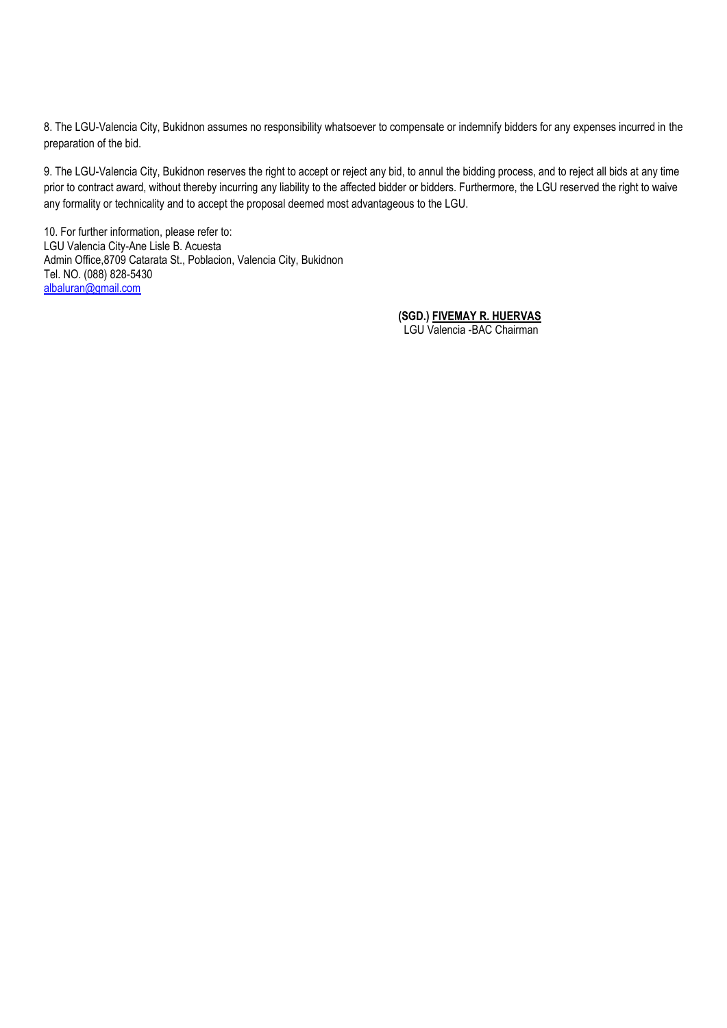8. The LGU-Valencia City, Bukidnon assumes no responsibility whatsoever to compensate or indemnify bidders for any expenses incurred in the preparation of the bid.

9. The LGU-Valencia City, Bukidnon reserves the right to accept or reject any bid, to annul the bidding process, and to reject all bids at any time prior to contract award, without thereby incurring any liability to the affected bidder or bidders. Furthermore, the LGU reserved the right to waive any formality or technicality and to accept the proposal deemed most advantageous to the LGU.

10. For further information, please refer to:
LGU Valencia City-Ane Lisle B. Acuesta
Admin Office,8709 Catarata St., Poblacion, Valencia City, Bukidnon
Tel. NO. (088) 828-5430
albaluran@gmail.com

**(SGD.) FIVEMAY R. HUERVAS**
LGU Valencia -BAC Chairman